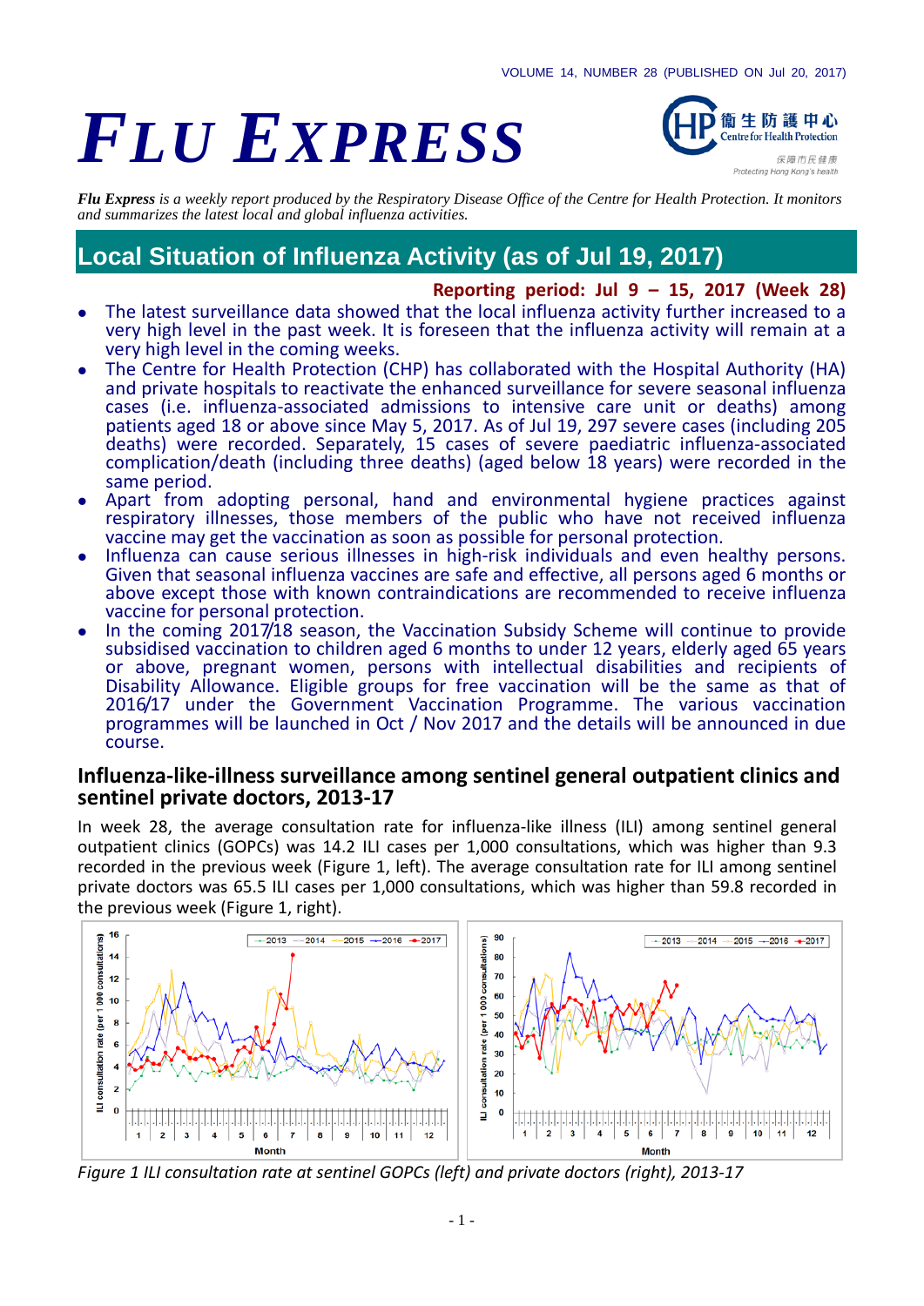# FLU EXPRESS

*Flu Express is a weekly report produced by the Respiratory Disease Office of the Centre for Health Protection. It monitors and summarizes the latest local and global influenza activities.*

## Local Situation of Influenza Activity (as of Jul 19, 2017)

**Reporting period: Jul 9 – 15, 2017 (Week 28)**

- The latest surveillance data showed that the local influenza activity further increased to a very high level in the past week. It is foreseen that the influenza activity will remain at a very high level in the coming weeks.
- The Centre for Health Protection (CHP) has collaborated with the Hospital Authority (HA) and private hospitals to reactivate the enhanced surveillance for severe seasonal influenza cases (i.e. influenza-associated admissions to intensive care unit or deaths) among patients aged 18 or above since May 5, 2017. As of Jul 19, 297 severe cases (including 205 deaths) were recorded. Separately, 15 cases of severe paediatric influenza-associated complication/death (including three deaths) (aged below 18 years) were recorded in the same period.
- Apart from adopting personal, hand and environmental hygiene practices against respiratory illnesses, those members of the public who have not received influenza vaccine may get the vaccination as soon as possible for personal protection.
- Influenza can cause serious illnesses in high-risk individuals and even healthy persons. Given that seasonal influenza vaccines are safe and effective, all persons aged 6 months or above except those with known contraindications are recommended to receive influenza vaccine for personal protection.
- In the coming 2017/18 season, the Vaccination Subsidy Scheme will continue to provide subsidised vaccination to children aged 6 months to under 12 years, elderly aged 65 years or above, pregnant women, persons with intellectual disabilities and recipients of Disability Allowance. Eligible groups for free vaccination will be the same as that of 2016/17 under the Government Vaccination Programme. The various vaccination programmes will be launched in Oct / Nov 2017 and the details will be announced in due course.

### Influenza-like-illness surveillance among sentinel general outpatient clinics and sentinel private doctors, 2013-17

In week 28, the average consultation rate for influenza-like illness (ILI) among sentinel general outpatient clinics (GOPCs) was 14.2 ILI cases per 1,000 consultations, which was higher than 9.3 recorded in the previous week (Figure 1, left). The average consultation rate for ILI among sentinel private doctors was 65.5 ILI cases per 1,000 consultations, which was higher than 59.8 recorded in the previous week (Figure 1, right).

*Figure 1 ILI consultation rate at sentinel GOPCs (left) and private doctors (right), 2013-17*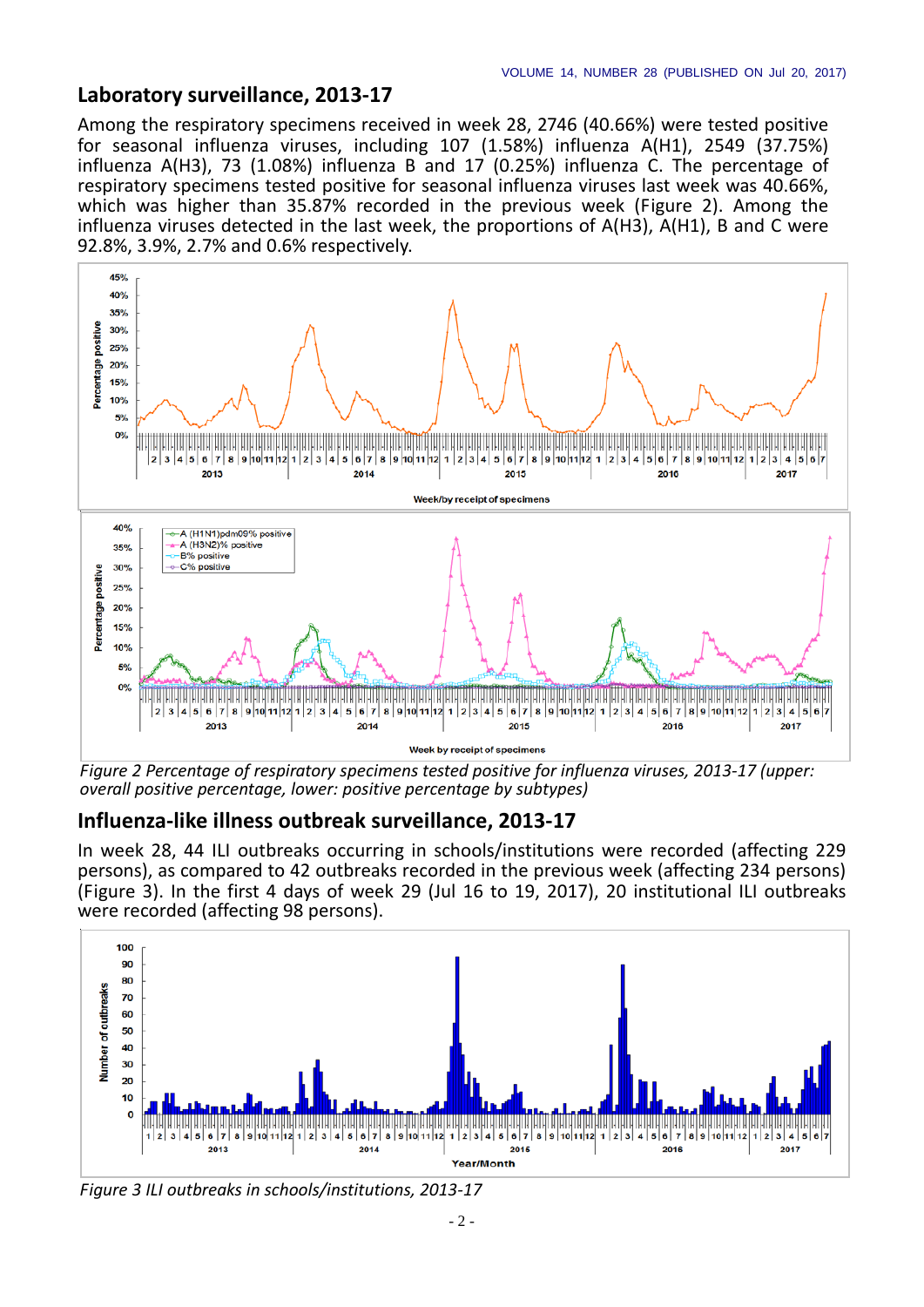## Laboratory surveillance, 2013-17

Among the respiratory specimens received in week 28, 2746 (40.66%) were tested positive for seasonal influenza viruses, including 107 (1.58%) influenza A(H1), 2549 (37.75%) influenza A(H3), 73 (1.08%) influenza B and 17 (0.25%) influenza C. The percentage of respiratory specimens tested positive for seasonal influenza viruses last week was 40.66%, which was higher than 35.87% recorded in the previous week (Figure 2). Among the influenza viruses detected in the last week, the proportions of A(H3), A(H1), B and C were 92.8%, 3.9%, 2.7% and 0.6% respectively.

*Figure 2 Percentage of respiratory specimens tested positive for influenza viruses, 2013-17 (upper: overall positive percentage, lower: positive percentage by subtypes)*

## Influenza-like illness outbreak surveillance, 2013-17

In week 28, 44 ILI outbreaks occurring in schools/institutions were recorded (affecting 229 persons), as compared to 42 outbreaks recorded in the previous week (affecting 234 persons) (Figure 3). In the first 4 days of week 29 (Jul 16 to 19, 2017), 20 institutional ILI outbreaks were recorded (affecting 98 persons).

*Figure 3 ILI outbreaks in schools/institutions, 2013-17*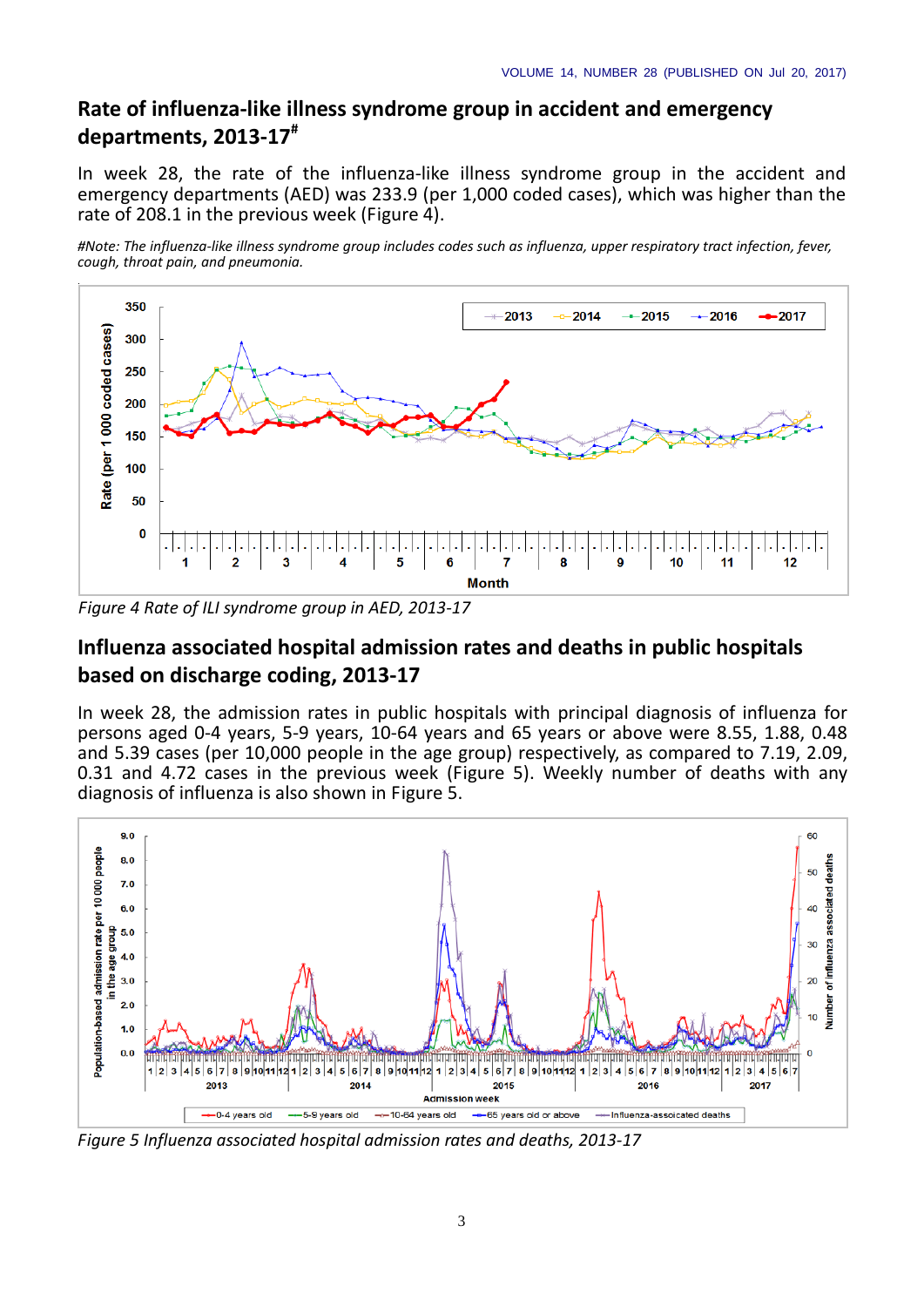## Rate of influenza-like illness syndrome group in accident and emergency departments, 2013-17[#]

In week 28, the rate of the influenza-like illness syndrome group in the accident and emergency departments (AED) was 233.9 (per 1,000 coded cases), which was higher than the rate of 208.1 in the previous week (Figure 4).

*#Note: The influenza-like illness syndrome group includes codes such as influenza, upper respiratory tract infection, fever, cough, throat pain, and pneumonia.*

*Figure 4 Rate of ILI syndrome group in AED, 2013-17*

## Influenza associated hospital admission rates and deaths in public hospitals based on discharge coding, 2013-17

In week 28, the admission rates in public hospitals with principal diagnosis of influenza for persons aged 0-4 years, 5-9 years, 10-64 years and 65 years or above were 8.55, 1.88, 0.48 and 5.39 cases (per 10,000 people in the age group) respectively, as compared to 7.19, 2.09, 0.31 and 4.72 cases in the previous week (Figure 5). Weekly number of deaths with any diagnosis of influenza is also shown in Figure 5.

*Figure 5 Influenza associated hospital admission rates and deaths, 2013-17*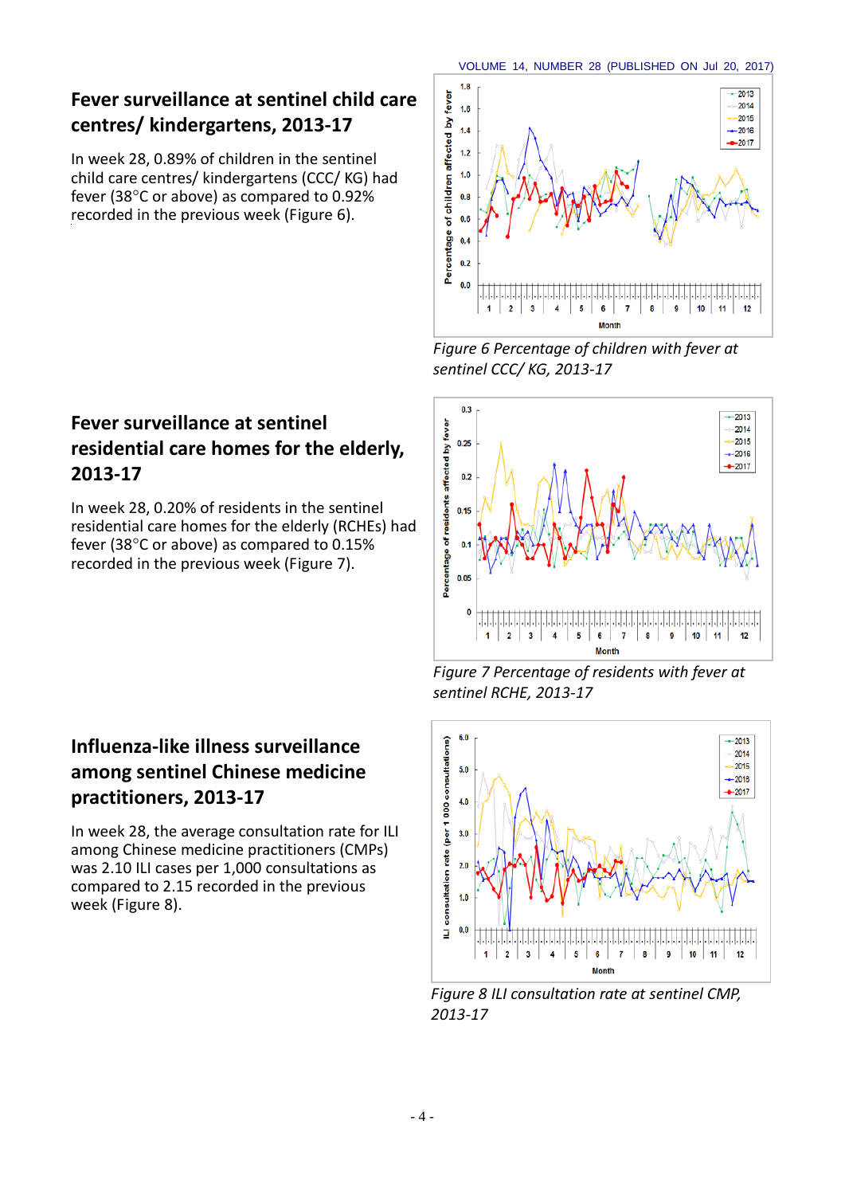## Fever surveillance at sentinel child care centres/ kindergartens, 2013-17

In week 28, 0.89% of children in the sentinel child care centres/ kindergartens (CCC/ KG) had fever (38°C or above) as compared to 0.92% recorded in the previous week (Figure 6).

*Figure 6 Percentage of children with fever at sentinel CCC/ KG, 2013-17*

## Fever surveillance at sentinel residential care homes for the elderly, 2013-17

In week 28, 0.20% of residents in the sentinel residential care homes for the elderly (RCHEs) had fever (38°C or above) as compared to 0.15% recorded in the previous week (Figure 7).

*Figure 7 Percentage of residents with fever at sentinel RCHE, 2013-17*

## Influenza-like illness surveillance among sentinel Chinese medicine practitioners, 2013-17

In week 28, the average consultation rate for ILI among Chinese medicine practitioners (CMPs) was 2.10 ILI cases per 1,000 consultations as compared to 2.15 recorded in the previous week (Figure 8).

*Figure 8 ILI consultation rate at sentinel CMP, 2013-17*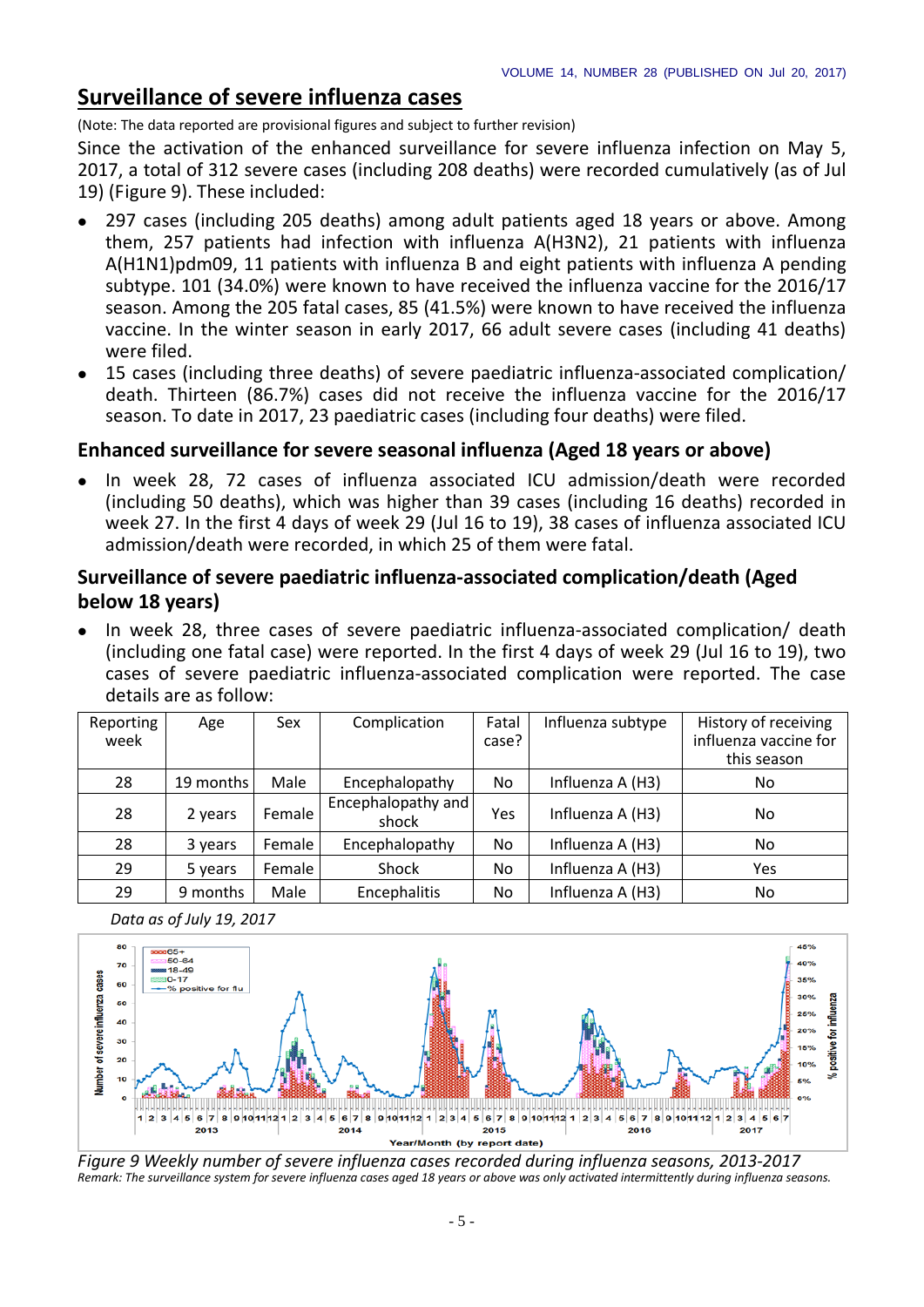## Surveillance of severe influenza cases

(Note: The data reported are provisional figures and subject to further revision)

Since the activation of the enhanced surveillance for severe influenza infection on May 5, 2017, a total of 312 severe cases (including 208 deaths) were recorded cumulatively (as of Jul 19) (Figure 9). These included:

- 297 cases (including 205 deaths) among adult patients aged 18 years or above. Among them, 257 patients had infection with influenza A(H3N2), 21 patients with influenza A(H1N1)pdm09, 11 patients with influenza B and eight patients with influenza A pending subtype. 101 (34.0%) were known to have received the influenza vaccine for the 2016/17 season. Among the 205 fatal cases, 85 (41.5%) were known to have received the influenza vaccine. In the winter season in early 2017, 66 adult severe cases (including 41 deaths) were filed.
- 15 cases (including three deaths) of severe paediatric influenza-associated complication/ death. Thirteen (86.7%) cases did not receive the influenza vaccine for the 2016/17 season. To date in 2017, 23 paediatric cases (including four deaths) were filed.

### Enhanced surveillance for severe seasonal influenza (Aged 18 years or above)

- In week 28, 72 cases of influenza associated ICU admission/death were recorded (including 50 deaths), which was higher than 39 cases (including 16 deaths) recorded in week 27. In the first 4 days of week 29 (Jul 16 to 19), 38 cases of influenza associated ICU admission/death were recorded, in which 25 of them were fatal.

### Surveillance of severe paediatric influenza-associated complication/death (Aged below 18 years)

- In week 28, three cases of severe paediatric influenza-associated complication/ death (including one fatal case) were reported. In the first 4 days of week 29 (Jul 16 to 19), two cases of severe paediatric influenza-associated complication were reported. The case details are as follow:

| Reporting week | Age | Sex | Complication | Fatal case? | Influenza subtype | History of receiving influenza vaccine for this season |
|---|---|---|---|---|---|---|
| 28 | 19 months | Male | Encephalopathy | No | Influenza A (H3) | No |
| 28 | 2 years | Female | Encephalopathy and shock | Yes | Influenza A (H3) | No |
| 28 | 3 years | Female | Encephalopathy | No | Influenza A (H3) | No |
| 29 | 5 years | Female | Shock | No | Influenza A (H3) | Yes |
| 29 | 9 months | Male | Encephalitis | No | Influenza A (H3) | No |

*Data as of July 19, 2017*

*Figure 9 Weekly number of severe influenza cases recorded during influenza seasons, 2013-2017*

*Remark: The surveillance system for severe influenza cases aged 18 years or above was only activated intermittently during influenza seasons.*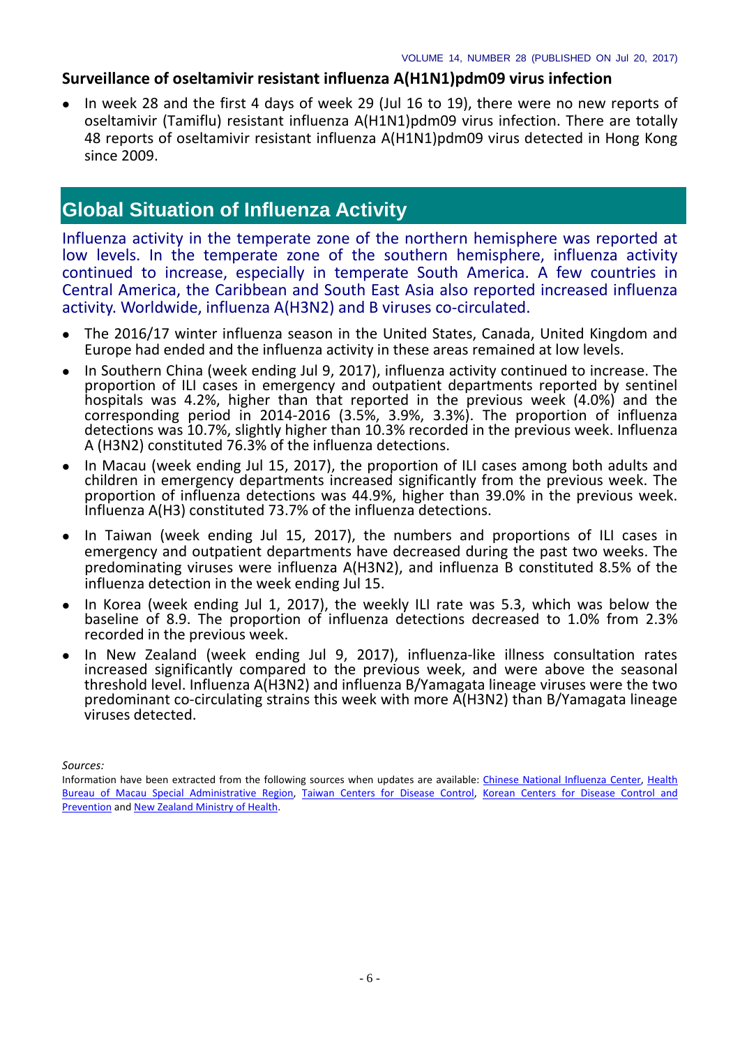### Surveillance of oseltamivir resistant influenza A(H1N1)pdm09 virus infection

- In week 28 and the first 4 days of week 29 (Jul 16 to 19), there were no new reports of oseltamivir (Tamiflu) resistant influenza A(H1N1)pdm09 virus infection. There are totally 48 reports of oseltamivir resistant influenza A(H1N1)pdm09 virus detected in Hong Kong since 2009.

## Global Situation of Influenza Activity

Influenza activity in the temperate zone of the northern hemisphere was reported at low levels. In the temperate zone of the southern hemisphere, influenza activity continued to increase, especially in temperate South America. A few countries in Central America, the Caribbean and South East Asia also reported increased influenza activity. Worldwide, influenza A(H3N2) and B viruses co-circulated.

- The 2016/17 winter influenza season in the United States, Canada, United Kingdom and Europe had ended and the influenza activity in these areas remained at low levels.
- In Southern China (week ending Jul 9, 2017), influenza activity continued to increase. The proportion of ILI cases in emergency and outpatient departments reported by sentinel hospitals was 4.2%, higher than that reported in the previous week (4.0%) and the corresponding period in 2014-2016 (3.5%, 3.9%, 3.3%). The proportion of influenza detections was 10.7%, slightly higher than 10.3% recorded in the previous week. Influenza A (H3N2) constituted 76.3% of the influenza detections.
- In Macau (week ending Jul 15, 2017), the proportion of ILI cases among both adults and children in emergency departments increased significantly from the previous week. The proportion of influenza detections was 44.9%, higher than 39.0% in the previous week. Influenza A(H3) constituted 73.7% of the influenza detections.
- In Taiwan (week ending Jul 15, 2017), the numbers and proportions of ILI cases in emergency and outpatient departments have decreased during the past two weeks. The predominating viruses were influenza A(H3N2), and influenza B constituted 8.5% of the influenza detection in the week ending Jul 15.
- In Korea (week ending Jul 1, 2017), the weekly ILI rate was 5.3, which was below the baseline of 8.9. The proportion of influenza detections decreased to 1.0% from 2.3% recorded in the previous week.
- In New Zealand (week ending Jul 9, 2017), influenza-like illness consultation rates increased significantly compared to the previous week, and were above the seasonal threshold level. Influenza A(H3N2) and influenza B/Yamagata lineage viruses were the two predominant co-circulating strains this week with more A(H3N2) than B/Yamagata lineage viruses detected.

*Sources:*

Information have been extracted from the following sources when updates are available: Chinese National Influenza Center, Health Bureau of Macau Special Administrative Region, Taiwan Centers for Disease Control, Korean Centers for Disease Control and Prevention and New Zealand Ministry of Health.